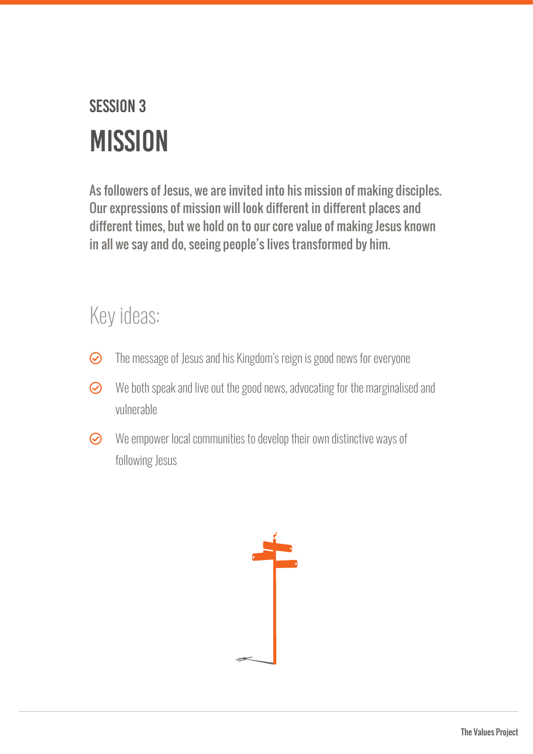## SESSION 3

# MISSION

**As followers of Jesus, we are invited into his mission of making disciples. Our expressions of mission will look different in different places and different times, but we hold on to our core value of making Jesus known in all we say and do, seeing people's lives transformed by him.**

## Key ideas:

- The message of Jesus and his Kingdom's reign is good news for everyone
- We both speak and live out the good news, advocating for the marginalised and vulnerable
- We empower local communities to develop their own distinctive ways of following Jesus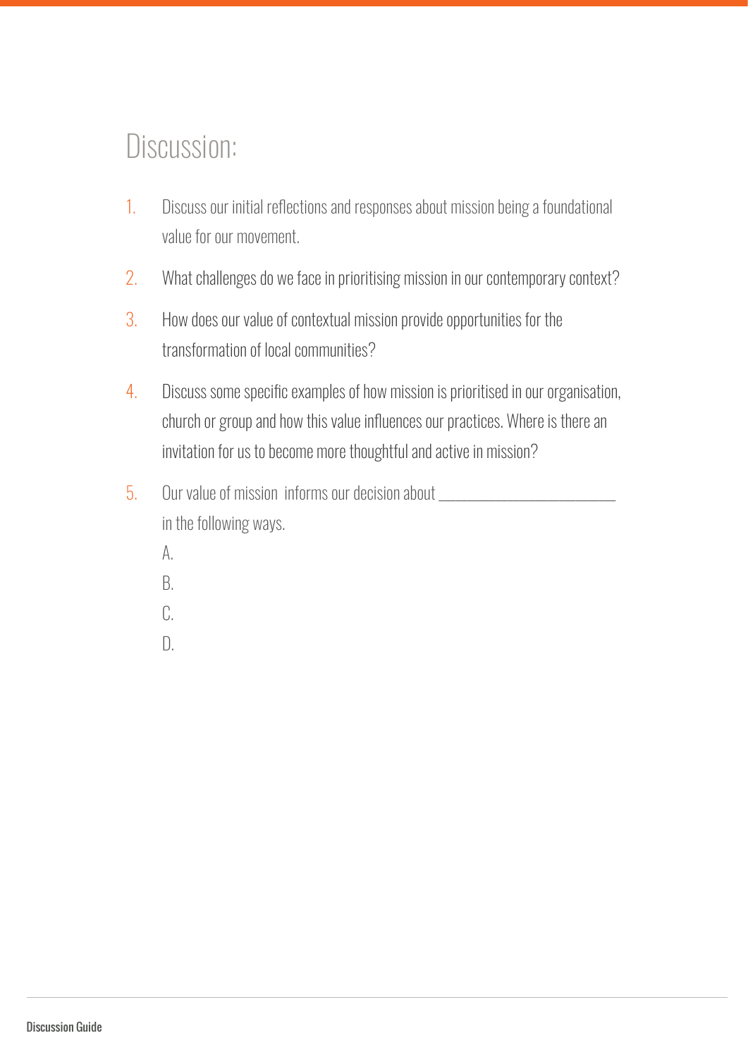# Discussion:

1. Discuss our initial reflections and responses about mission being a foundational value for our movement.
2. What challenges do we face in prioritising mission in our contemporary context?
3. How does our value of contextual mission provide opportunities for the transformation of local communities?
4. Discuss some specific examples of how mission is prioritised in our organisation, church or group and how this value influences our practices. Where is there an invitation for us to become more thoughtful and active in mission?
5. Our value of mission informs our decision about ________________________ in the following ways.

   A.

   B.

   C.

   D.